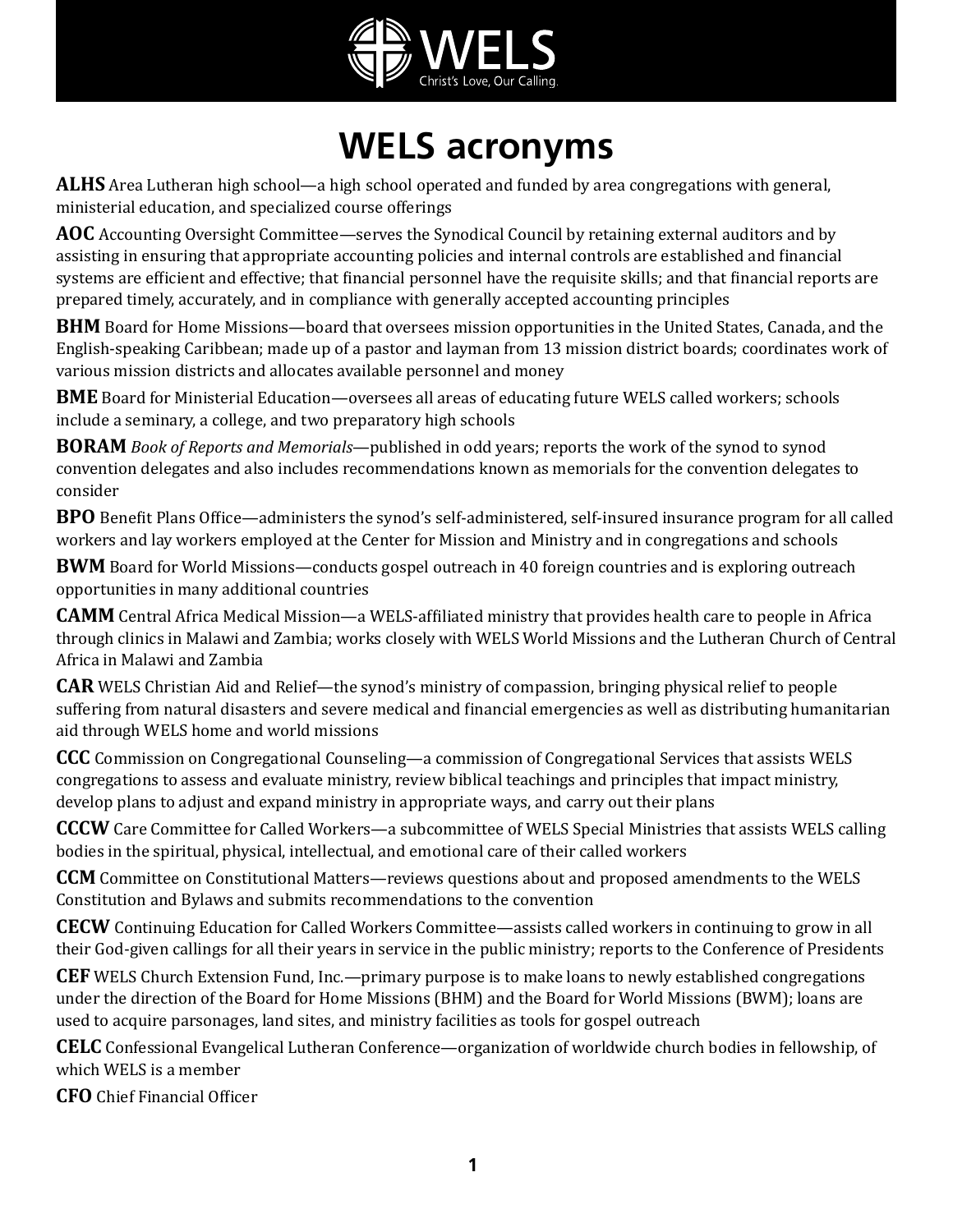# WELS acronyms

**ALHS** Area Lutheran high school—a high school operated and funded by area congregations with general, ministerial education, and specialized course offerings

**AOC** Accounting Oversight Committee—serves the Synodical Council by retaining external auditors and by assisting in ensuring that appropriate accounting policies and internal controls are established and financial systems are efficient and effective; that financial personnel have the requisite skills; and that financial reports are prepared timely, accurately, and in compliance with generally accepted accounting principles

**BHM** Board for Home Missions—board that oversees mission opportunities in the United States, Canada, and the English-speaking Caribbean; made up of a pastor and layman from 13 mission district boards; coordinates work of various mission districts and allocates available personnel and money

**BME** Board for Ministerial Education—oversees all areas of educating future WELS called workers; schools include a seminary, a college, and two preparatory high schools

**BORAM** *Book of Reports and Memorials*—published in odd years; reports the work of the synod to synod convention delegates and also includes recommendations known as memorials for the convention delegates to consider

**BPO** Benefit Plans Office—administers the synod's self-administered, self-insured insurance program for all called workers and lay workers employed at the Center for Mission and Ministry and in congregations and schools

**BWM** Board for World Missions—conducts gospel outreach in 40 foreign countries and is exploring outreach opportunities in many additional countries

**CAMM** Central Africa Medical Mission—a WELS-affiliated ministry that provides health care to people in Africa through clinics in Malawi and Zambia; works closely with WELS World Missions and the Lutheran Church of Central Africa in Malawi and Zambia

**CAR** WELS Christian Aid and Relief—the synod's ministry of compassion, bringing physical relief to people suffering from natural disasters and severe medical and financial emergencies as well as distributing humanitarian aid through WELS home and world missions

**CCC** Commission on Congregational Counseling—a commission of Congregational Services that assists WELS congregations to assess and evaluate ministry, review biblical teachings and principles that impact ministry, develop plans to adjust and expand ministry in appropriate ways, and carry out their plans

**CCCW** Care Committee for Called Workers—a subcommittee of WELS Special Ministries that assists WELS calling bodies in the spiritual, physical, intellectual, and emotional care of their called workers

**CCM** Committee on Constitutional Matters—reviews questions about and proposed amendments to the WELS Constitution and Bylaws and submits recommendations to the convention

**CECW** Continuing Education for Called Workers Committee—assists called workers in continuing to grow in all their God-given callings for all their years in service in the public ministry; reports to the Conference of Presidents

**CEF** WELS Church Extension Fund, Inc.—primary purpose is to make loans to newly established congregations under the direction of the Board for Home Missions (BHM) and the Board for World Missions (BWM); loans are used to acquire parsonages, land sites, and ministry facilities as tools for gospel outreach

**CELC** Confessional Evangelical Lutheran Conference—organization of worldwide church bodies in fellowship, of which WELS is a member

**CFO** Chief Financial Officer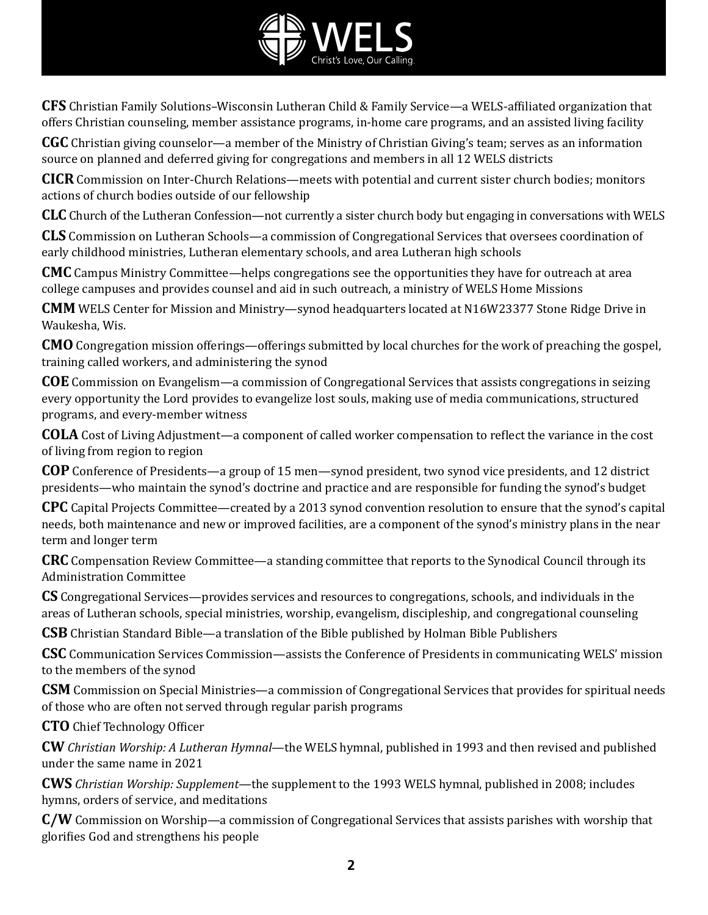**CFS** Christian Family Solutions–Wisconsin Lutheran Child & Family Service—a WELS-affiliated organization that offers Christian counseling, member assistance programs, in-home care programs, and an assisted living facility

**CGC** Christian giving counselor—a member of the Ministry of Christian Giving's team; serves as an information source on planned and deferred giving for congregations and members in all 12 WELS districts

**CICR** Commission on Inter-Church Relations—meets with potential and current sister church bodies; monitors actions of church bodies outside of our fellowship

**CLC** Church of the Lutheran Confession—not currently a sister church body but engaging in conversations with WELS

**CLS** Commission on Lutheran Schools—a commission of Congregational Services that oversees coordination of early childhood ministries, Lutheran elementary schools, and area Lutheran high schools

**CMC** Campus Ministry Committee—helps congregations see the opportunities they have for outreach at area college campuses and provides counsel and aid in such outreach, a ministry of WELS Home Missions

**CMM** WELS Center for Mission and Ministry—synod headquarters located at N16W23377 Stone Ridge Drive in Waukesha, Wis.

**CMO** Congregation mission offerings—offerings submitted by local churches for the work of preaching the gospel, training called workers, and administering the synod

**COE** Commission on Evangelism—a commission of Congregational Services that assists congregations in seizing every opportunity the Lord provides to evangelize lost souls, making use of media communications, structured programs, and every-member witness

**COLA** Cost of Living Adjustment—a component of called worker compensation to reflect the variance in the cost of living from region to region

**COP** Conference of Presidents—a group of 15 men—synod president, two synod vice presidents, and 12 district presidents—who maintain the synod's doctrine and practice and are responsible for funding the synod's budget

**CPC** Capital Projects Committee—created by a 2013 synod convention resolution to ensure that the synod's capital needs, both maintenance and new or improved facilities, are a component of the synod's ministry plans in the near term and longer term

**CRC** Compensation Review Committee—a standing committee that reports to the Synodical Council through its Administration Committee

**CS** Congregational Services—provides services and resources to congregations, schools, and individuals in the areas of Lutheran schools, special ministries, worship, evangelism, discipleship, and congregational counseling

**CSB** Christian Standard Bible—a translation of the Bible published by Holman Bible Publishers

**CSC** Communication Services Commission—assists the Conference of Presidents in communicating WELS' mission to the members of the synod

**CSM** Commission on Special Ministries—a commission of Congregational Services that provides for spiritual needs of those who are often not served through regular parish programs

**CTO** Chief Technology Officer

**CW** *Christian Worship: A Lutheran Hymnal*—the WELS hymnal, published in 1993 and then revised and published under the same name in 2021

**CWS** *Christian Worship: Supplement*—the supplement to the 1993 WELS hymnal, published in 2008; includes hymns, orders of service, and meditations

**C/W** Commission on Worship—a commission of Congregational Services that assists parishes with worship that glorifies God and strengthens his people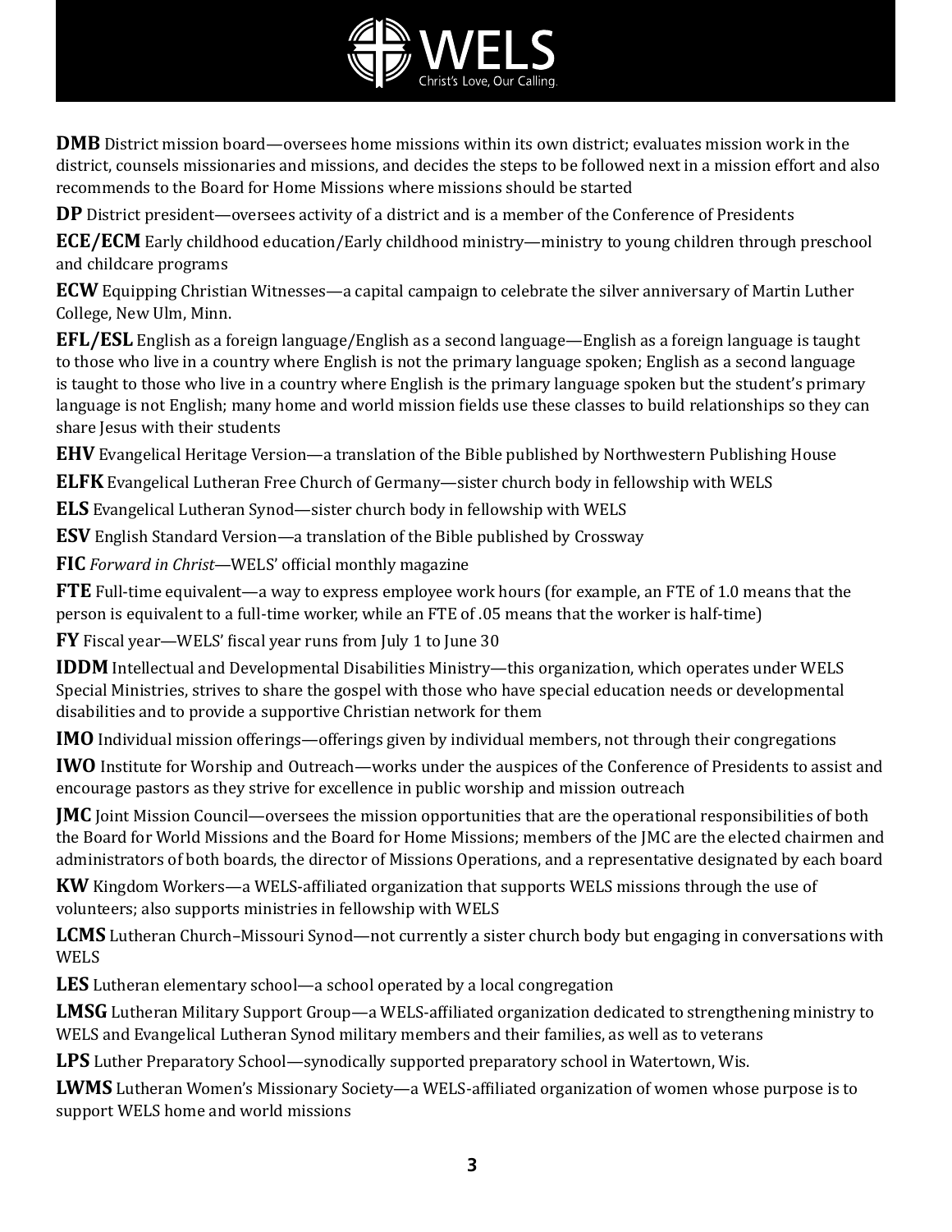**DMB** District mission board—oversees home missions within its own district; evaluates mission work in the district, counsels missionaries and missions, and decides the steps to be followed next in a mission effort and also recommends to the Board for Home Missions where missions should be started

**DP** District president—oversees activity of a district and is a member of the Conference of Presidents

**ECE/ECM** Early childhood education/Early childhood ministry—ministry to young children through preschool and childcare programs

**ECW** Equipping Christian Witnesses—a capital campaign to celebrate the silver anniversary of Martin Luther College, New Ulm, Minn.

**EFL/ESL** English as a foreign language/English as a second language—English as a foreign language is taught to those who live in a country where English is not the primary language spoken; English as a second language is taught to those who live in a country where English is the primary language spoken but the student's primary language is not English; many home and world mission fields use these classes to build relationships so they can share Jesus with their students

**EHV** Evangelical Heritage Version—a translation of the Bible published by Northwestern Publishing House

**ELFK** Evangelical Lutheran Free Church of Germany—sister church body in fellowship with WELS

**ELS** Evangelical Lutheran Synod—sister church body in fellowship with WELS

**ESV** English Standard Version—a translation of the Bible published by Crossway

**FIC** *Forward in Christ*—WELS' official monthly magazine

**FTE** Full-time equivalent—a way to express employee work hours (for example, an FTE of 1.0 means that the person is equivalent to a full-time worker, while an FTE of .05 means that the worker is half-time)

**FY** Fiscal year—WELS' fiscal year runs from July 1 to June 30

**IDDM** Intellectual and Developmental Disabilities Ministry—this organization, which operates under WELS Special Ministries, strives to share the gospel with those who have special education needs or developmental disabilities and to provide a supportive Christian network for them

**IMO** Individual mission offerings—offerings given by individual members, not through their congregations

**IWO** Institute for Worship and Outreach—works under the auspices of the Conference of Presidents to assist and encourage pastors as they strive for excellence in public worship and mission outreach

**JMC** Joint Mission Council—oversees the mission opportunities that are the operational responsibilities of both the Board for World Missions and the Board for Home Missions; members of the JMC are the elected chairmen and administrators of both boards, the director of Missions Operations, and a representative designated by each board

**KW** Kingdom Workers—a WELS-affiliated organization that supports WELS missions through the use of volunteers; also supports ministries in fellowship with WELS

**LCMS** Lutheran Church–Missouri Synod—not currently a sister church body but engaging in conversations with WELS

**LES** Lutheran elementary school—a school operated by a local congregation

**LMSG** Lutheran Military Support Group—a WELS-affiliated organization dedicated to strengthening ministry to WELS and Evangelical Lutheran Synod military members and their families, as well as to veterans

**LPS** Luther Preparatory School—synodically supported preparatory school in Watertown, Wis.

**LWMS** Lutheran Women's Missionary Society—a WELS-affiliated organization of women whose purpose is to support WELS home and world missions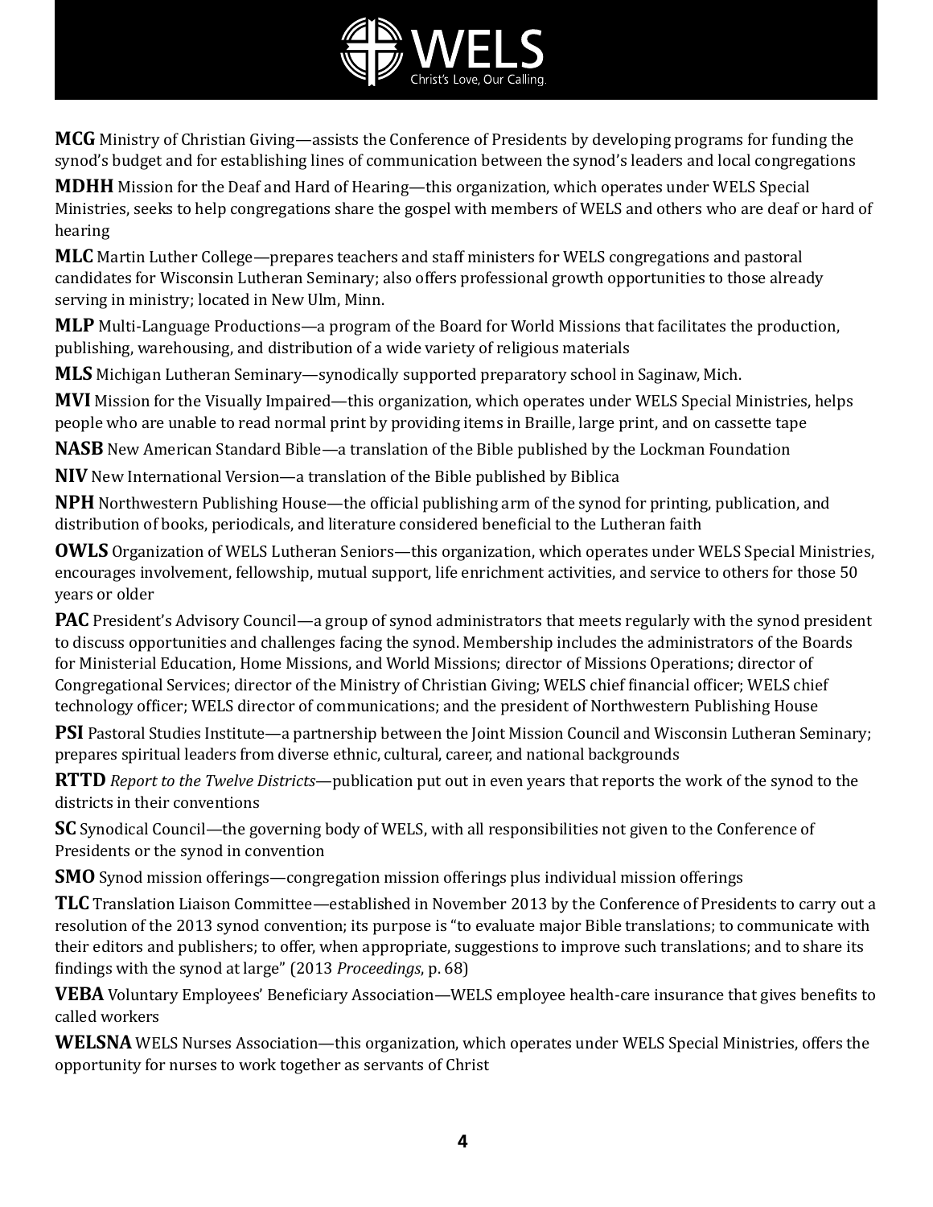**MCG** Ministry of Christian Giving—assists the Conference of Presidents by developing programs for funding the synod's budget and for establishing lines of communication between the synod's leaders and local congregations

**MDHH** Mission for the Deaf and Hard of Hearing—this organization, which operates under WELS Special Ministries, seeks to help congregations share the gospel with members of WELS and others who are deaf or hard of hearing

**MLC** Martin Luther College—prepares teachers and staff ministers for WELS congregations and pastoral candidates for Wisconsin Lutheran Seminary; also offers professional growth opportunities to those already serving in ministry; located in New Ulm, Minn.

**MLP** Multi-Language Productions—a program of the Board for World Missions that facilitates the production, publishing, warehousing, and distribution of a wide variety of religious materials

**MLS** Michigan Lutheran Seminary—synodically supported preparatory school in Saginaw, Mich.

**MVI** Mission for the Visually Impaired—this organization, which operates under WELS Special Ministries, helps people who are unable to read normal print by providing items in Braille, large print, and on cassette tape

**NASB** New American Standard Bible—a translation of the Bible published by the Lockman Foundation

**NIV** New International Version—a translation of the Bible published by Biblica

**NPH** Northwestern Publishing House—the official publishing arm of the synod for printing, publication, and distribution of books, periodicals, and literature considered beneficial to the Lutheran faith

**OWLS** Organization of WELS Lutheran Seniors—this organization, which operates under WELS Special Ministries, encourages involvement, fellowship, mutual support, life enrichment activities, and service to others for those 50 years or older

**PAC** President's Advisory Council—a group of synod administrators that meets regularly with the synod president to discuss opportunities and challenges facing the synod. Membership includes the administrators of the Boards for Ministerial Education, Home Missions, and World Missions; director of Missions Operations; director of Congregational Services; director of the Ministry of Christian Giving; WELS chief financial officer; WELS chief technology officer; WELS director of communications; and the president of Northwestern Publishing House

**PSI** Pastoral Studies Institute—a partnership between the Joint Mission Council and Wisconsin Lutheran Seminary; prepares spiritual leaders from diverse ethnic, cultural, career, and national backgrounds

**RTTD** *Report to the Twelve Districts*—publication put out in even years that reports the work of the synod to the districts in their conventions

**SC** Synodical Council—the governing body of WELS, with all responsibilities not given to the Conference of Presidents or the synod in convention

**SMO** Synod mission offerings—congregation mission offerings plus individual mission offerings

**TLC** Translation Liaison Committee—established in November 2013 by the Conference of Presidents to carry out a resolution of the 2013 synod convention; its purpose is "to evaluate major Bible translations; to communicate with their editors and publishers; to offer, when appropriate, suggestions to improve such translations; and to share its findings with the synod at large" (2013 *Proceedings*, p. 68)

**VEBA** Voluntary Employees' Beneficiary Association—WELS employee health-care insurance that gives benefits to called workers

**WELSNA** WELS Nurses Association—this organization, which operates under WELS Special Ministries, offers the opportunity for nurses to work together as servants of Christ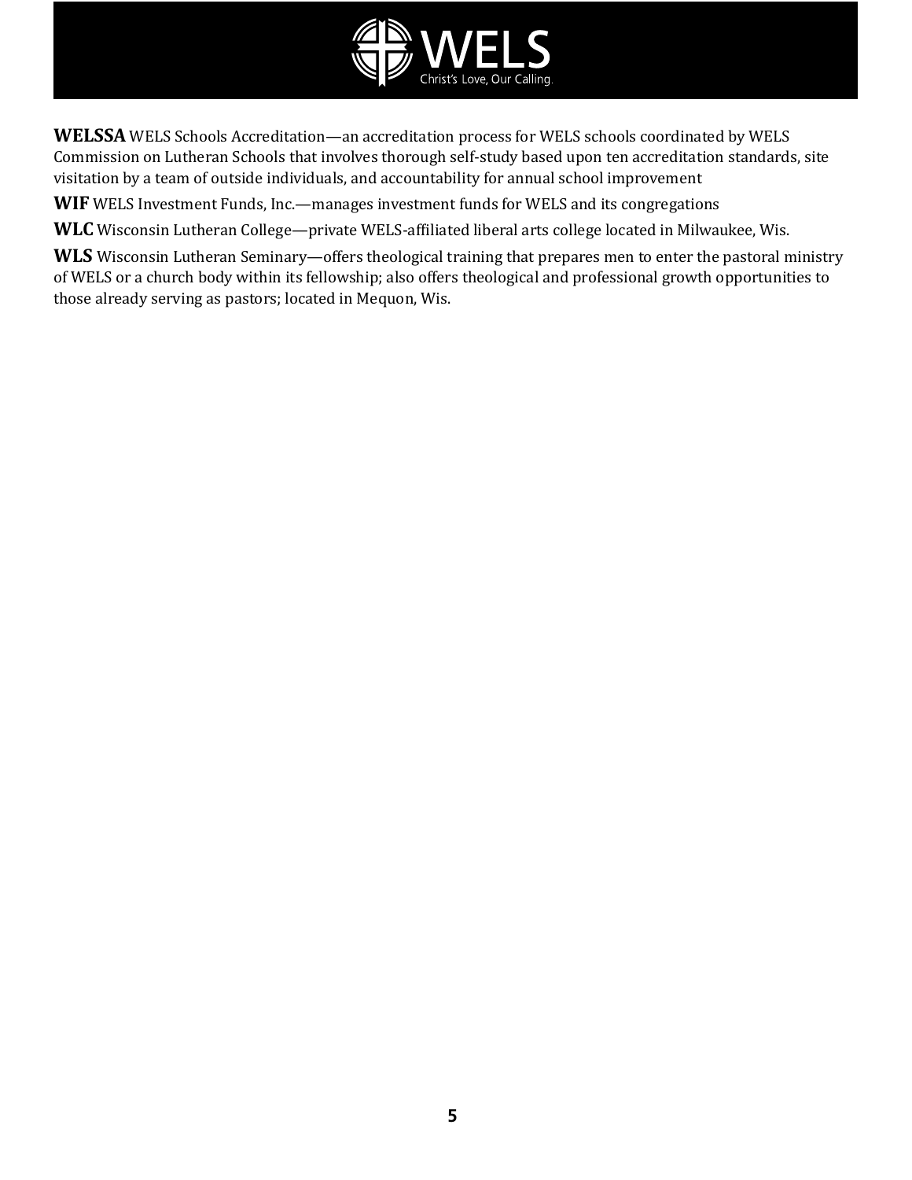**WELSSA** WELS Schools Accreditation—an accreditation process for WELS schools coordinated by WELS Commission on Lutheran Schools that involves thorough self-study based upon ten accreditation standards, site visitation by a team of outside individuals, and accountability for annual school improvement

**WIF** WELS Investment Funds, Inc.—manages investment funds for WELS and its congregations

**WLC** Wisconsin Lutheran College—private WELS-affiliated liberal arts college located in Milwaukee, Wis.

**WLS** Wisconsin Lutheran Seminary—offers theological training that prepares men to enter the pastoral ministry of WELS or a church body within its fellowship; also offers theological and professional growth opportunities to those already serving as pastors; located in Mequon, Wis.